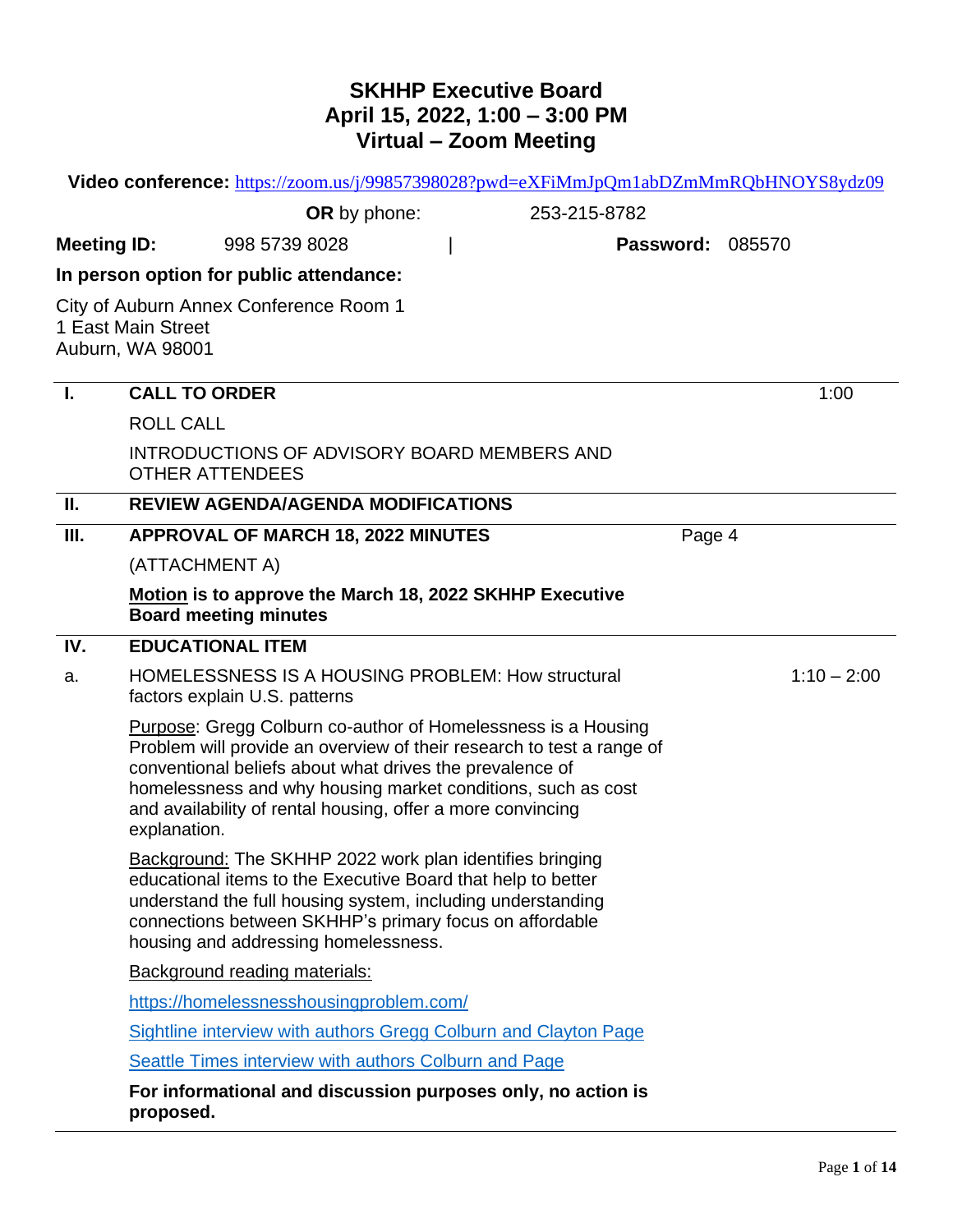# SKHHP Executive Board
# April 15, 2022, 1:00 – 3:00 PM
# Virtual – Zoom Meeting

**Video conference:** https://zoom.us/j/99857398028?pwd=eXFiMmJpQm1abDZmMmRQbHNOYS8ydz09

**OR** by phone: 253-215-8782

**Meeting ID:** 998 5739 8028 | **Password:** 085570

**In person option for public attendance:**

City of Auburn Annex Conference Room 1
1 East Main Street
Auburn, WA 98001

---

**I. CALL TO ORDER** 1:00

ROLL CALL

INTRODUCTIONS OF ADVISORY BOARD MEMBERS AND OTHER ATTENDEES

---

**II. REVIEW AGENDA/AGENDA MODIFICATIONS**

---

**III. APPROVAL OF MARCH 18, 2022 MINUTES** Page 4

(ATTACHMENT A)

**Motion is to approve the March 18, 2022 SKHHP Executive Board meeting minutes**

---

**IV. EDUCATIONAL ITEM**

a. HOMELESSNESS IS A HOUSING PROBLEM: How structural factors explain U.S. patterns 1:10 – 2:00

Purpose: Gregg Colburn co-author of Homelessness is a Housing Problem will provide an overview of their research to test a range of conventional beliefs about what drives the prevalence of homelessness and why housing market conditions, such as cost and availability of rental housing, offer a more convincing explanation.

Background: The SKHHP 2022 work plan identifies bringing educational items to the Executive Board that help to better understand the full housing system, including understanding connections between SKHHP's primary focus on affordable housing and addressing homelessness.

Background reading materials:

https://homelessnesshousingproblem.com/

Sightline interview with authors Gregg Colburn and Clayton Page

Seattle Times interview with authors Colburn and Page

**For informational and discussion purposes only, no action is proposed.**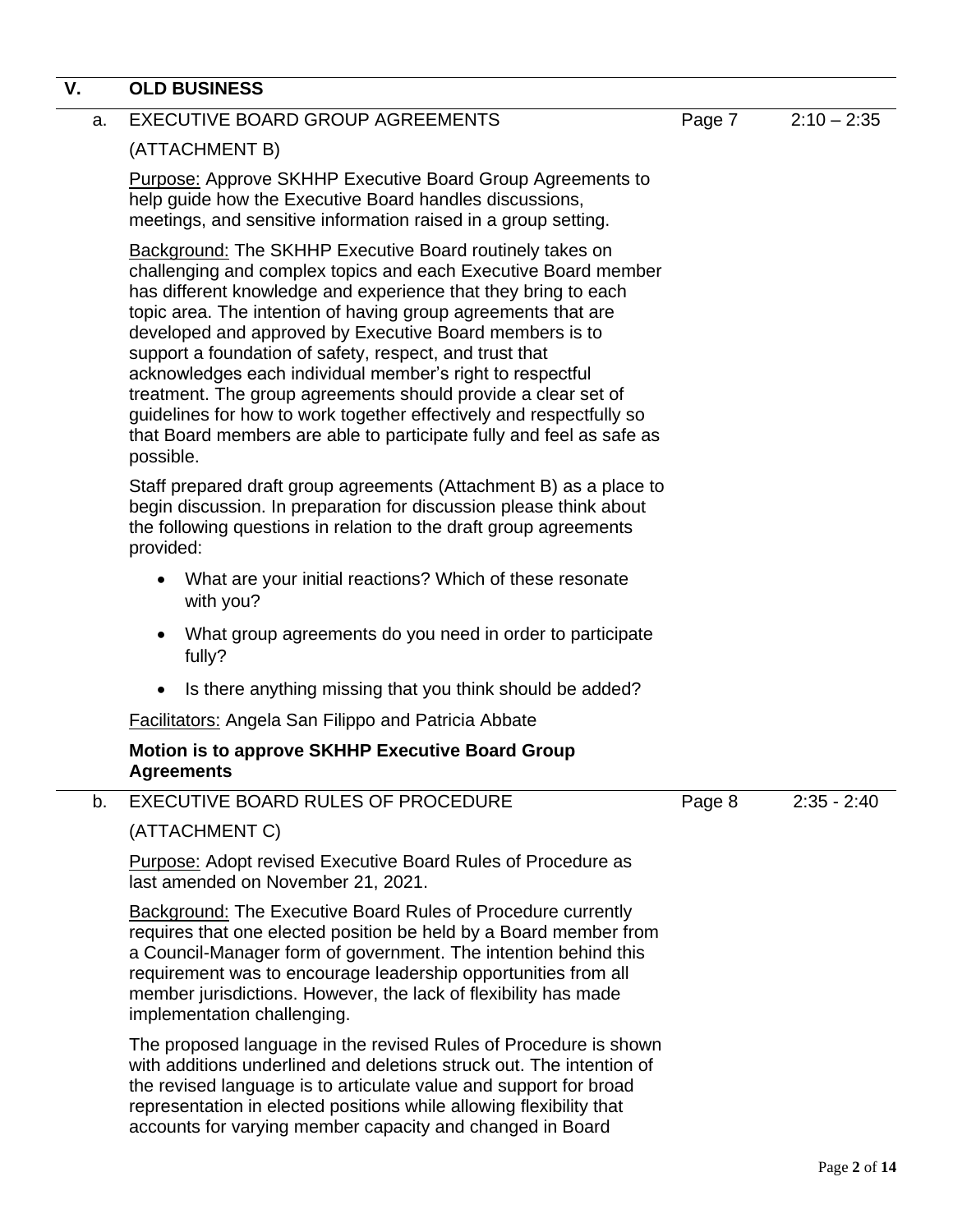## V. OLD BUSINESS

### a. EXECUTIVE BOARD GROUP AGREEMENTS (ATTACHMENT B) — Page 7 — 2:10 – 2:35

Purpose: Approve SKHHP Executive Board Group Agreements to help guide how the Executive Board handles discussions, meetings, and sensitive information raised in a group setting.

Background: The SKHHP Executive Board routinely takes on challenging and complex topics and each Executive Board member has different knowledge and experience that they bring to each topic area. The intention of having group agreements that are developed and approved by Executive Board members is to support a foundation of safety, respect, and trust that acknowledges each individual member's right to respectful treatment. The group agreements should provide a clear set of guidelines for how to work together effectively and respectfully so that Board members are able to participate fully and feel as safe as possible.

Staff prepared draft group agreements (Attachment B) as a place to begin discussion. In preparation for discussion please think about the following questions in relation to the draft group agreements provided:

- What are your initial reactions? Which of these resonate with you?
- What group agreements do you need in order to participate fully?
- Is there anything missing that you think should be added?

Facilitators: Angela San Filippo and Patricia Abbate

**Motion is to approve SKHHP Executive Board Group Agreements**

### b. EXECUTIVE BOARD RULES OF PROCEDURE (ATTACHMENT C) — Page 8 — 2:35 - 2:40

Purpose: Adopt revised Executive Board Rules of Procedure as last amended on November 21, 2021.

Background: The Executive Board Rules of Procedure currently requires that one elected position be held by a Board member from a Council-Manager form of government. The intention behind this requirement was to encourage leadership opportunities from all member jurisdictions. However, the lack of flexibility has made implementation challenging.

The proposed language in the revised Rules of Procedure is shown with additions underlined and deletions struck out. The intention of the revised language is to articulate value and support for broad representation in elected positions while allowing flexibility that accounts for varying member capacity and changed in Board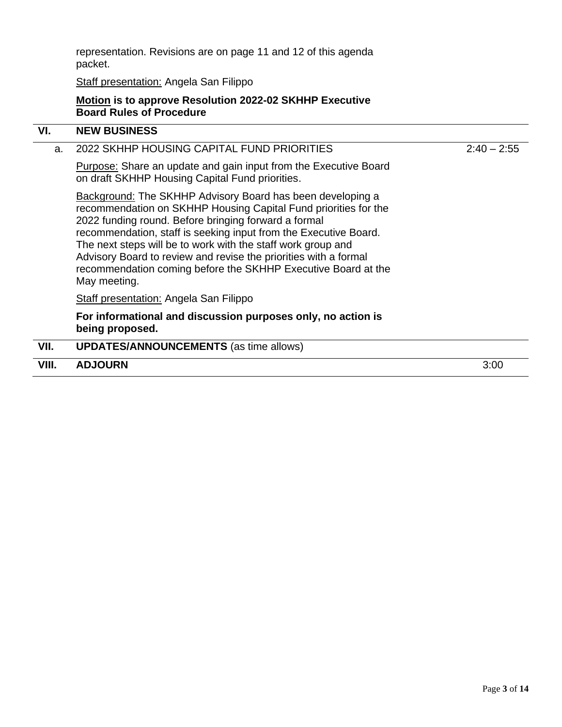representation. Revisions are on page 11 and 12 of this agenda packet.

Staff presentation: Angela San Filippo

**Motion is to approve Resolution 2022-02 SKHHP Executive Board Rules of Procedure**

| | | |
|---|---|---|
| **VI.** | **NEW BUSINESS** | |
| a. | 2022 SKHHP HOUSING CAPITAL FUND PRIORITIES | 2:40 – 2:55 |
| | Purpose: Share an update and gain input from the Executive Board on draft SKHHP Housing Capital Fund priorities. | |
| | Background: The SKHHP Advisory Board has been developing a recommendation on SKHHP Housing Capital Fund priorities for the 2022 funding round. Before bringing forward a formal recommendation, staff is seeking input from the Executive Board. The next steps will be to work with the staff work group and Advisory Board to review and revise the priorities with a formal recommendation coming before the SKHHP Executive Board at the May meeting. | |
| | Staff presentation: Angela San Filippo | |
| | **For informational and discussion purposes only, no action is being proposed.** | |
| **VII.** | **UPDATES/ANNOUNCEMENTS** (as time allows) | |
| **VIII.** | **ADJOURN** | 3:00 |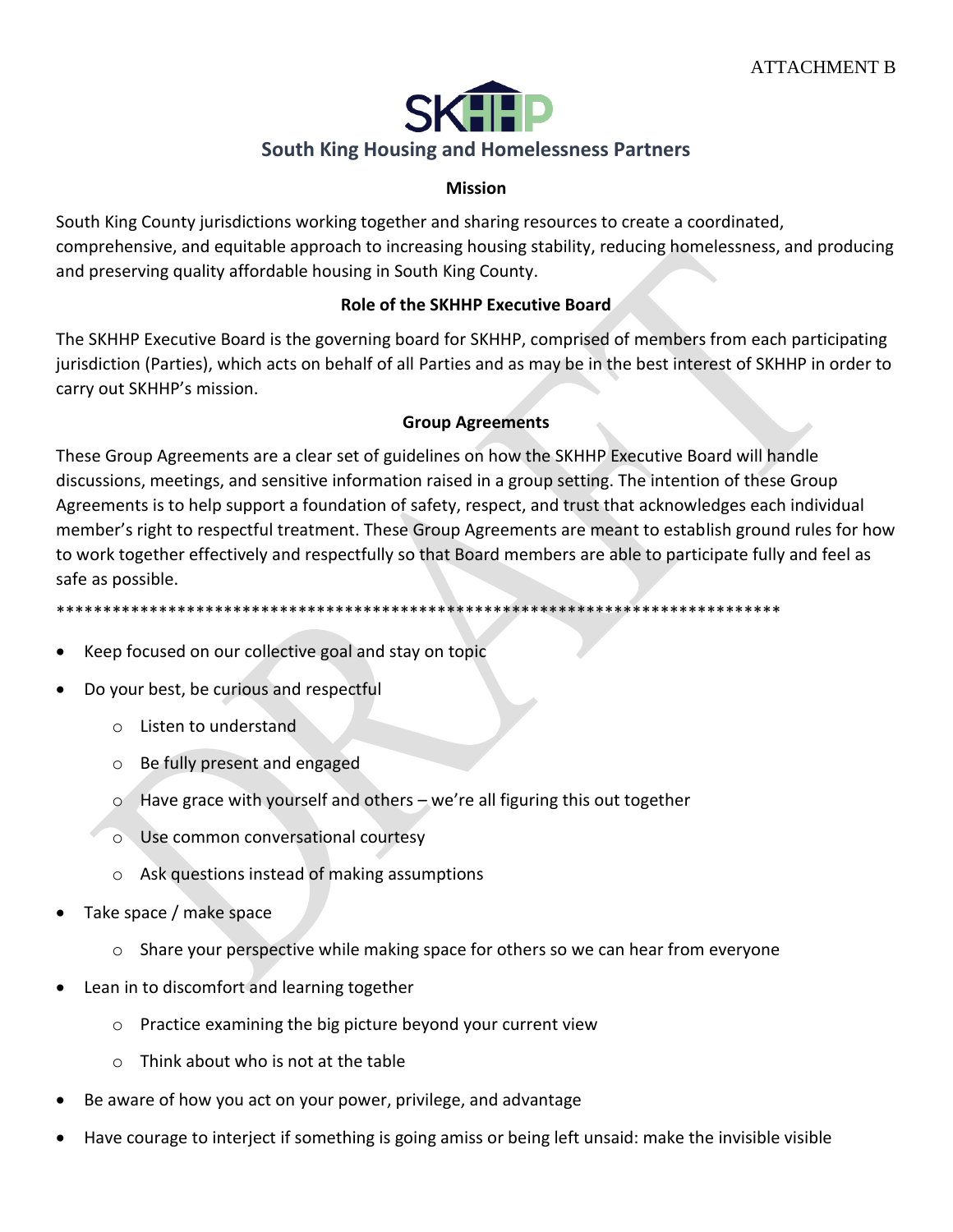ATTACHMENT B

SKHHP

## South King Housing and Homelessness Partners

### Mission

South King County jurisdictions working together and sharing resources to create a coordinated, comprehensive, and equitable approach to increasing housing stability, reducing homelessness, and producing and preserving quality affordable housing in South King County.

### Role of the SKHHP Executive Board

The SKHHP Executive Board is the governing board for SKHHP, comprised of members from each participating jurisdiction (Parties), which acts on behalf of all Parties and as may be in the best interest of SKHHP in order to carry out SKHHP's mission.

### Group Agreements

These Group Agreements are a clear set of guidelines on how the SKHHP Executive Board will handle discussions, meetings, and sensitive information raised in a group setting. The intention of these Group Agreements is to help support a foundation of safety, respect, and trust that acknowledges each individual member's right to respectful treatment. These Group Agreements are meant to establish ground rules for how to work together effectively and respectfully so that Board members are able to participate fully and feel as safe as possible.

********************************************************************************

- Keep focused on our collective goal and stay on topic
- Do your best, be curious and respectful
  - Listen to understand
  - Be fully present and engaged
  - Have grace with yourself and others – we're all figuring this out together
  - Use common conversational courtesy
  - Ask questions instead of making assumptions
- Take space / make space
  - Share your perspective while making space for others so we can hear from everyone
- Lean in to discomfort and learning together
  - Practice examining the big picture beyond your current view
  - Think about who is not at the table
- Be aware of how you act on your power, privilege, and advantage
- Have courage to interject if something is going amiss or being left unsaid: make the invisible visible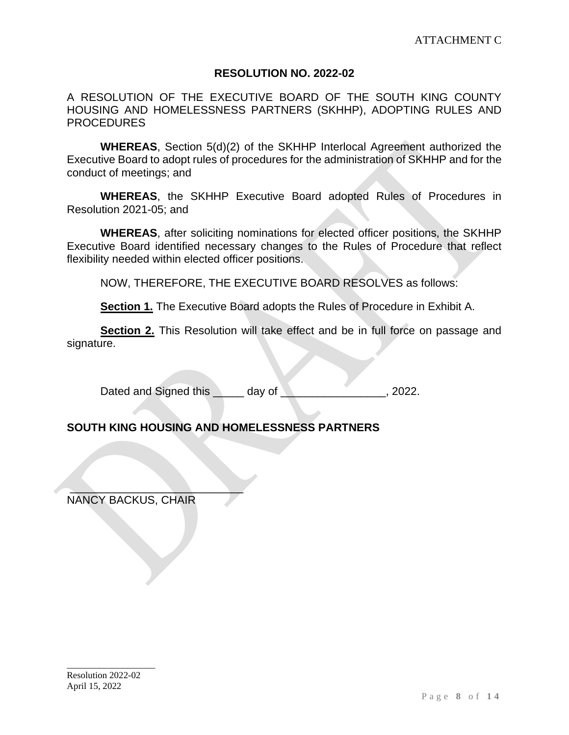ATTACHMENT C

# RESOLUTION NO. 2022-02

A RESOLUTION OF THE EXECUTIVE BOARD OF THE SOUTH KING COUNTY HOUSING AND HOMELESSNESS PARTNERS (SKHHP), ADOPTING RULES AND PROCEDURES

**WHEREAS**, Section 5(d)(2) of the SKHHP Interlocal Agreement authorized the Executive Board to adopt rules of procedures for the administration of SKHHP and for the conduct of meetings; and

**WHEREAS**, the SKHHP Executive Board adopted Rules of Procedures in Resolution 2021-05; and

**WHEREAS**, after soliciting nominations for elected officer positions, the SKHHP Executive Board identified necessary changes to the Rules of Procedure that reflect flexibility needed within elected officer positions.

NOW, THEREFORE, THE EXECUTIVE BOARD RESOLVES as follows:

**Section 1.** The Executive Board adopts the Rules of Procedure in Exhibit A.

**Section 2.** This Resolution will take effect and be in full force on passage and signature.

Dated and Signed this _____ day of _________________, 2022.

**SOUTH KING HOUSING AND HOMELESSNESS PARTNERS**

______________________________
NANCY BACKUS, CHAIR

Resolution 2022-02
April 15, 2022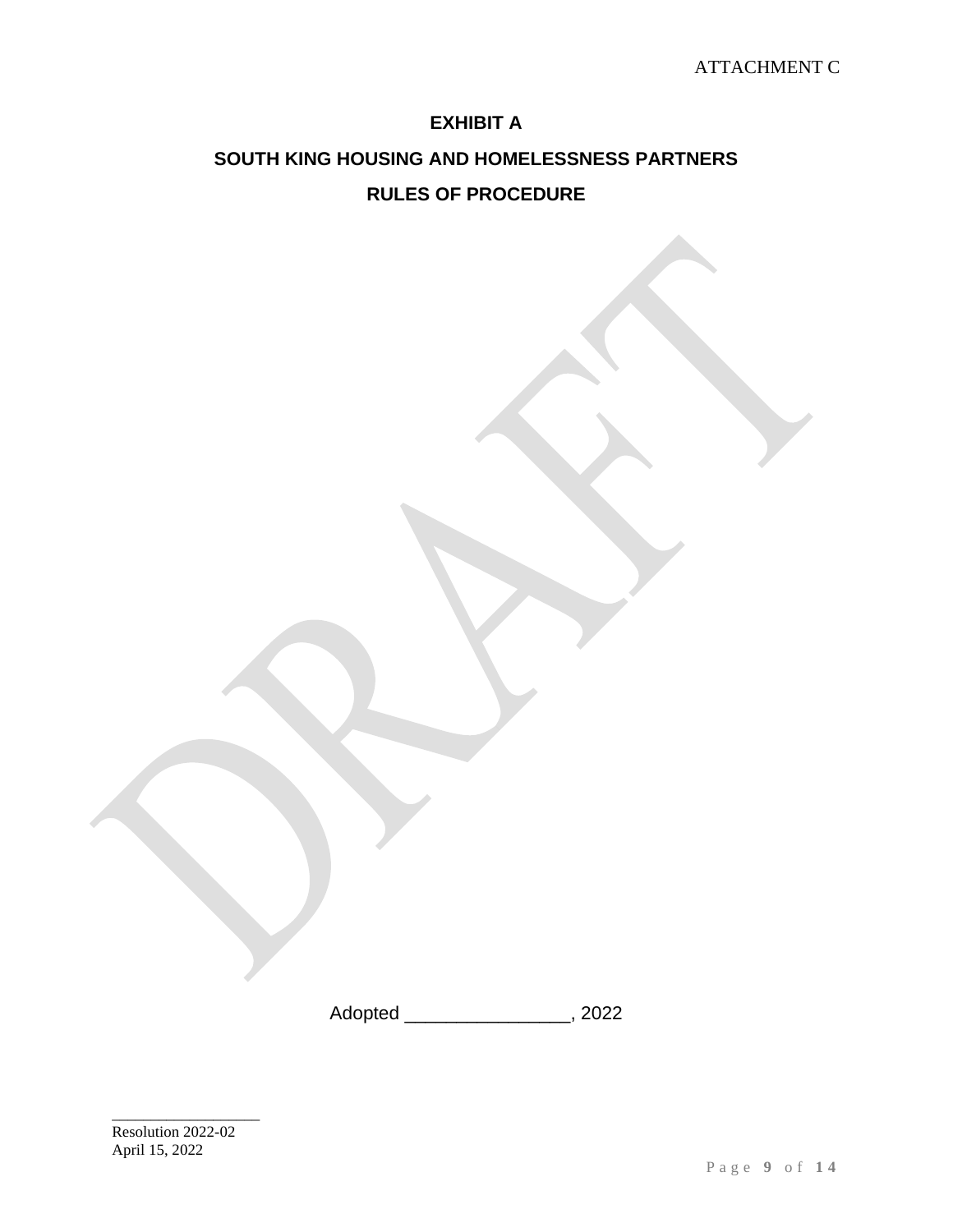ATTACHMENT C

# EXHIBIT A

# SOUTH KING HOUSING AND HOMELESSNESS PARTNERS

# RULES OF PROCEDURE

DRAFT

Adopted ________________, 2022

Resolution 2022-02
April 15, 2022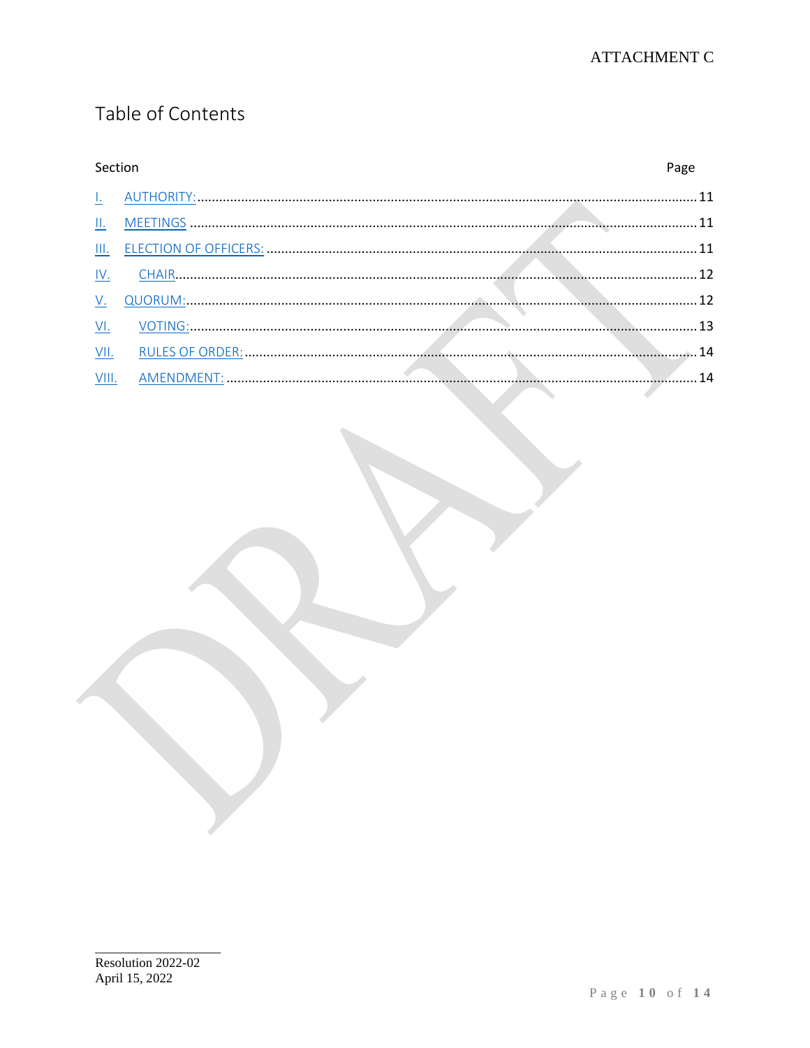ATTACHMENT C

# Table of Contents

| Section | | Page |
|---|---|---|
| I. | AUTHORITY: | 11 |
| II. | MEETINGS | 11 |
| III. | ELECTION OF OFFICERS: | 11 |
| IV. | CHAIR | 12 |
| V. | QUORUM: | 12 |
| VI. | VOTING: | 13 |
| VII. | RULES OF ORDER: | 14 |
| VIII. | AMENDMENT: | 14 |

DRAFT

Resolution 2022-02
April 15, 2022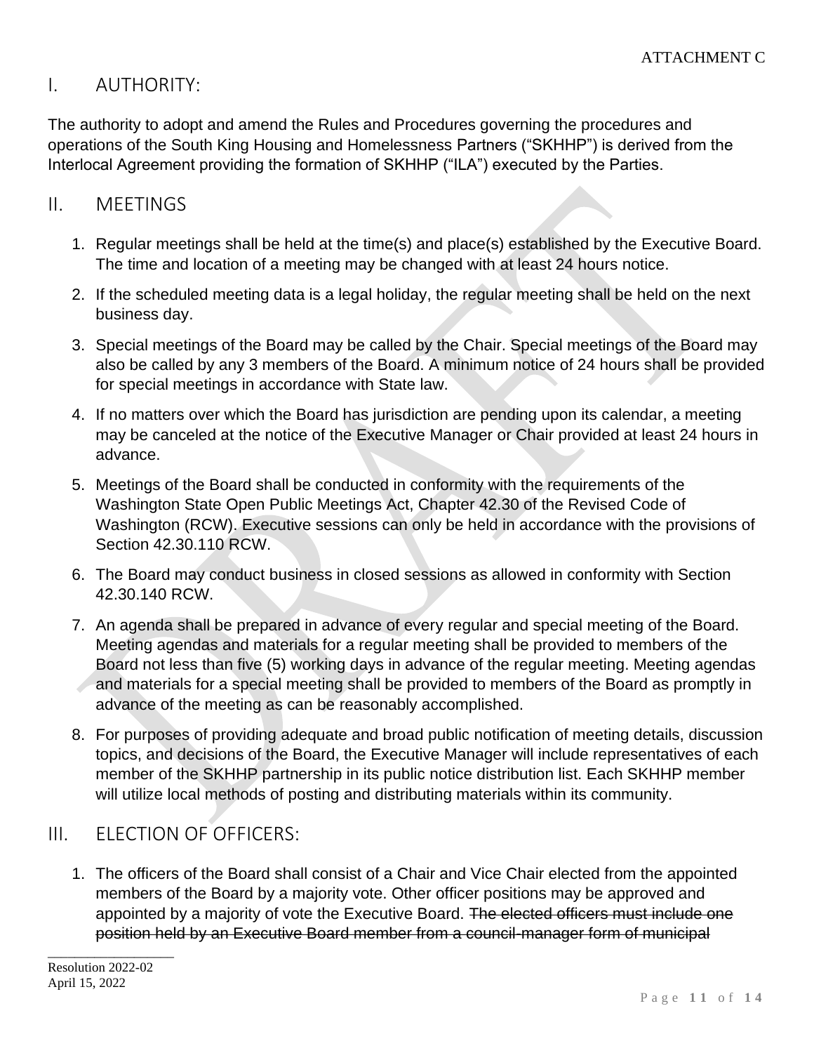ATTACHMENT C

## I. AUTHORITY:

The authority to adopt and amend the Rules and Procedures governing the procedures and operations of the South King Housing and Homelessness Partners ("SKHHP") is derived from the Interlocal Agreement providing the formation of SKHHP ("ILA") executed by the Parties.

## II. MEETINGS

1. Regular meetings shall be held at the time(s) and place(s) established by the Executive Board. The time and location of a meeting may be changed with at least 24 hours notice.
2. If the scheduled meeting data is a legal holiday, the regular meeting shall be held on the next business day.
3. Special meetings of the Board may be called by the Chair. Special meetings of the Board may also be called by any 3 members of the Board. A minimum notice of 24 hours shall be provided for special meetings in accordance with State law.
4. If no matters over which the Board has jurisdiction are pending upon its calendar, a meeting may be canceled at the notice of the Executive Manager or Chair provided at least 24 hours in advance.
5. Meetings of the Board shall be conducted in conformity with the requirements of the Washington State Open Public Meetings Act, Chapter 42.30 of the Revised Code of Washington (RCW). Executive sessions can only be held in accordance with the provisions of Section 42.30.110 RCW.
6. The Board may conduct business in closed sessions as allowed in conformity with Section 42.30.140 RCW.
7. An agenda shall be prepared in advance of every regular and special meeting of the Board. Meeting agendas and materials for a regular meeting shall be provided to members of the Board not less than five (5) working days in advance of the regular meeting. Meeting agendas and materials for a special meeting shall be provided to members of the Board as promptly in advance of the meeting as can be reasonably accomplished.
8. For purposes of providing adequate and broad public notification of meeting details, discussion topics, and decisions of the Board, the Executive Manager will include representatives of each member of the SKHHP partnership in its public notice distribution list. Each SKHHP member will utilize local methods of posting and distributing materials within its community.

## III. ELECTION OF OFFICERS:

1. The officers of the Board shall consist of a Chair and Vice Chair elected from the appointed members of the Board by a majority vote. Other officer positions may be approved and appointed by a majority of vote the Executive Board. ~~The elected officers must include one position held by an Executive Board member from a council-manager form of municipal~~

Resolution 2022-02
April 15, 2022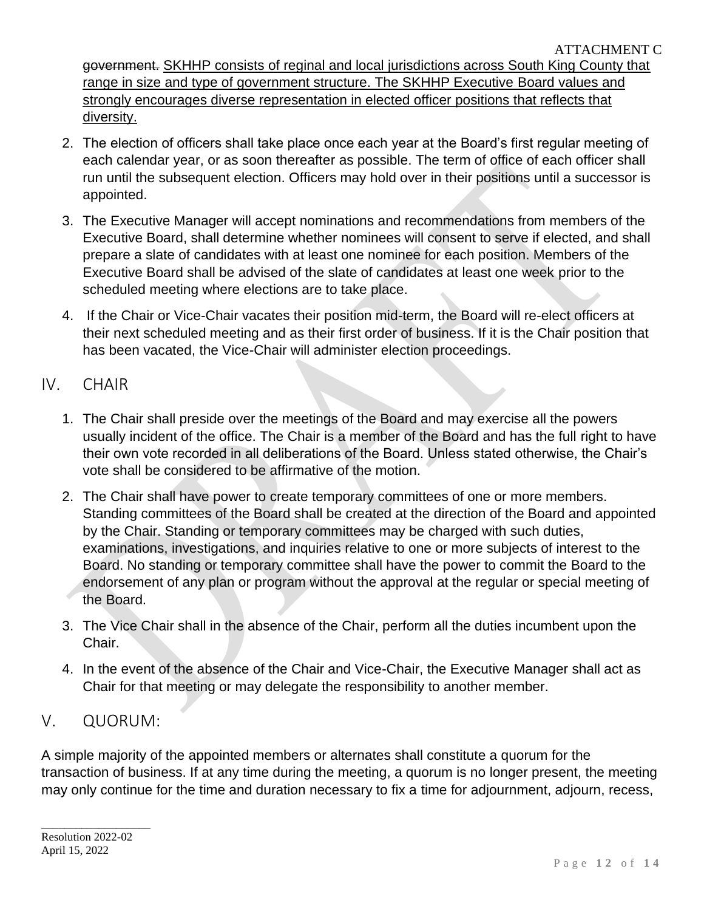~~government.~~ SKHHP consists of reginal and local jurisdictions across South King County that range in size and type of government structure. The SKHHP Executive Board values and strongly encourages diverse representation in elected officer positions that reflects that diversity.

2. The election of officers shall take place once each year at the Board's first regular meeting of each calendar year, or as soon thereafter as possible. The term of office of each officer shall run until the subsequent election. Officers may hold over in their positions until a successor is appointed.
3. The Executive Manager will accept nominations and recommendations from members of the Executive Board, shall determine whether nominees will consent to serve if elected, and shall prepare a slate of candidates with at least one nominee for each position. Members of the Executive Board shall be advised of the slate of candidates at least one week prior to the scheduled meeting where elections are to take place.
4. If the Chair or Vice-Chair vacates their position mid-term, the Board will re-elect officers at their next scheduled meeting and as their first order of business. If it is the Chair position that has been vacated, the Vice-Chair will administer election proceedings.

## IV. CHAIR

1. The Chair shall preside over the meetings of the Board and may exercise all the powers usually incident of the office. The Chair is a member of the Board and has the full right to have their own vote recorded in all deliberations of the Board. Unless stated otherwise, the Chair's vote shall be considered to be affirmative of the motion.
2. The Chair shall have power to create temporary committees of one or more members. Standing committees of the Board shall be created at the direction of the Board and appointed by the Chair. Standing or temporary committees may be charged with such duties, examinations, investigations, and inquiries relative to one or more subjects of interest to the Board. No standing or temporary committee shall have the power to commit the Board to the endorsement of any plan or program without the approval at the regular or special meeting of the Board.
3. The Vice Chair shall in the absence of the Chair, perform all the duties incumbent upon the Chair.
4. In the event of the absence of the Chair and Vice-Chair, the Executive Manager shall act as Chair for that meeting or may delegate the responsibility to another member.

## V. QUORUM:

A simple majority of the appointed members or alternates shall constitute a quorum for the transaction of business. If at any time during the meeting, a quorum is no longer present, the meeting may only continue for the time and duration necessary to fix a time for adjournment, adjourn, recess,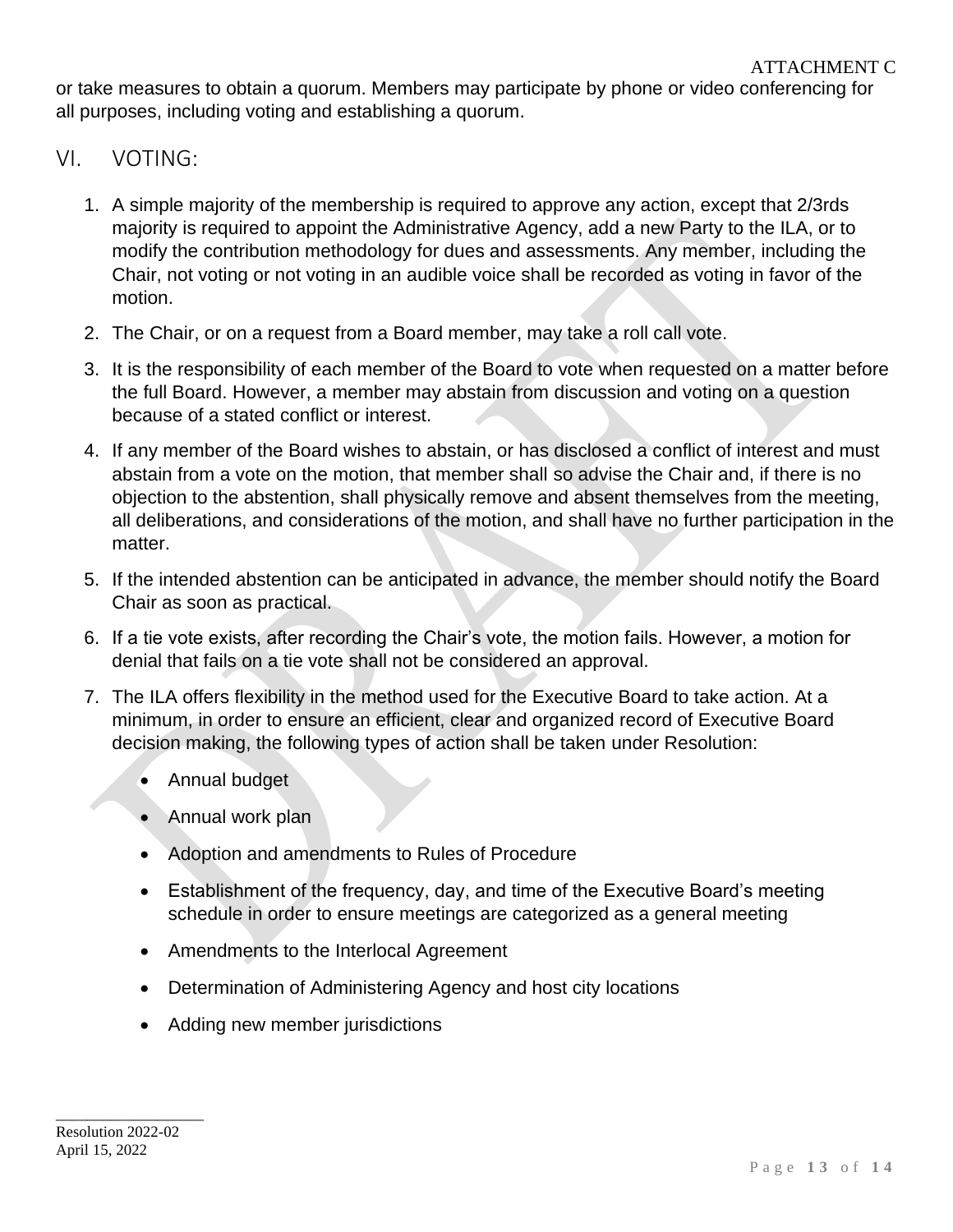or take measures to obtain a quorum. Members may participate by phone or video conferencing for all purposes, including voting and establishing a quorum.

## VI. VOTING:

1. A simple majority of the membership is required to approve any action, except that 2/3rds majority is required to appoint the Administrative Agency, add a new Party to the ILA, or to modify the contribution methodology for dues and assessments. Any member, including the Chair, not voting or not voting in an audible voice shall be recorded as voting in favor of the motion.
2. The Chair, or on a request from a Board member, may take a roll call vote.
3. It is the responsibility of each member of the Board to vote when requested on a matter before the full Board. However, a member may abstain from discussion and voting on a question because of a stated conflict or interest.
4. If any member of the Board wishes to abstain, or has disclosed a conflict of interest and must abstain from a vote on the motion, that member shall so advise the Chair and, if there is no objection to the abstention, shall physically remove and absent themselves from the meeting, all deliberations, and considerations of the motion, and shall have no further participation in the matter.
5. If the intended abstention can be anticipated in advance, the member should notify the Board Chair as soon as practical.
6. If a tie vote exists, after recording the Chair's vote, the motion fails. However, a motion for denial that fails on a tie vote shall not be considered an approval.
7. The ILA offers flexibility in the method used for the Executive Board to take action. At a minimum, in order to ensure an efficient, clear and organized record of Executive Board decision making, the following types of action shall be taken under Resolution:
   - Annual budget
   - Annual work plan
   - Adoption and amendments to Rules of Procedure
   - Establishment of the frequency, day, and time of the Executive Board's meeting schedule in order to ensure meetings are categorized as a general meeting
   - Amendments to the Interlocal Agreement
   - Determination of Administering Agency and host city locations
   - Adding new member jurisdictions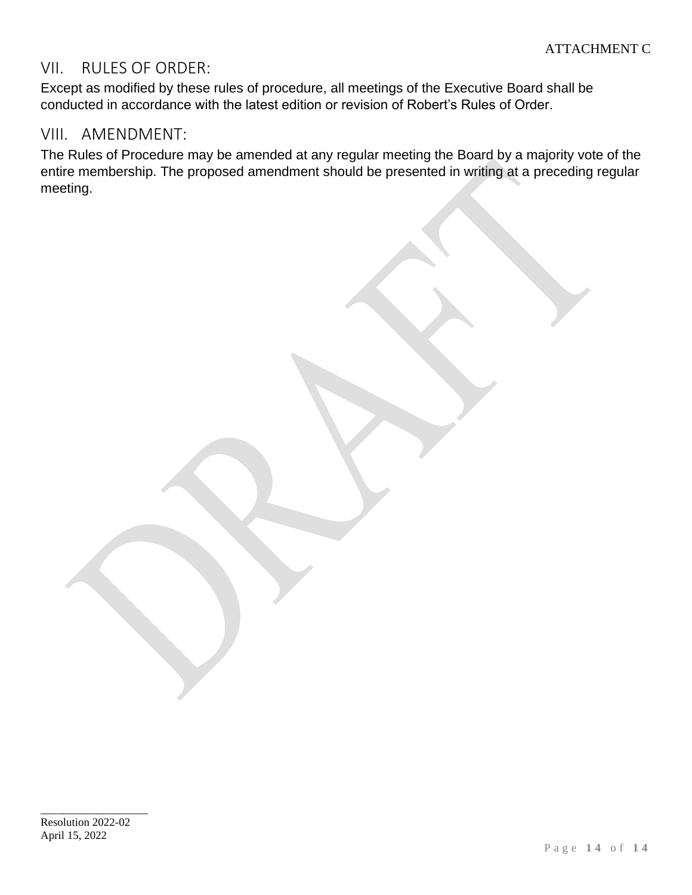ATTACHMENT C

## VII. RULES OF ORDER:

Except as modified by these rules of procedure, all meetings of the Executive Board shall be conducted in accordance with the latest edition or revision of Robert's Rules of Order.

## VIII. AMENDMENT:

The Rules of Procedure may be amended at any regular meeting the Board by a majority vote of the entire membership. The proposed amendment should be presented in writing at a preceding regular meeting.

DRAFT

Resolution 2022-02
April 15, 2022